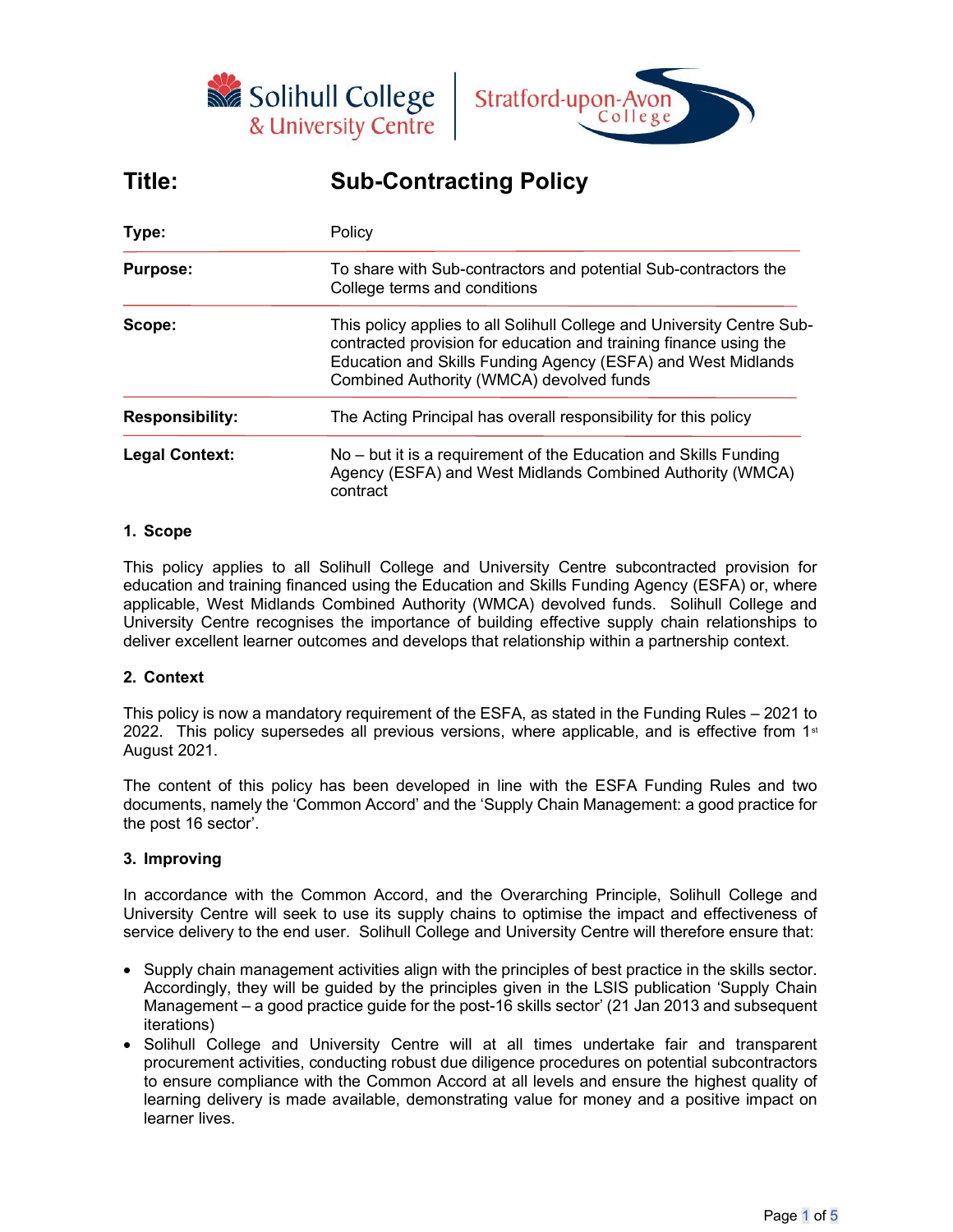| **Title:** | **Sub-Contracting Policy** |
|---|---|
| **Type:** | Policy |
| **Purpose:** | To share with Sub-contractors and potential Sub-contractors the College terms and conditions |
| **Scope:** | This policy applies to all Solihull College and University Centre Sub-contracted provision for education and training finance using the Education and Skills Funding Agency (ESFA) and West Midlands Combined Authority (WMCA) devolved funds |
| **Responsibility:** | The Acting Principal has overall responsibility for this policy |
| **Legal Context:** | No – but it is a requirement of the Education and Skills Funding Agency (ESFA) and West Midlands Combined Authority (WMCA) contract |

## 1. Scope

This policy applies to all Solihull College and University Centre subcontracted provision for education and training financed using the Education and Skills Funding Agency (ESFA) or, where applicable, West Midlands Combined Authority (WMCA) devolved funds. Solihull College and University Centre recognises the importance of building effective supply chain relationships to deliver excellent learner outcomes and develops that relationship within a partnership context.

## 2. Context

This policy is now a mandatory requirement of the ESFA, as stated in the Funding Rules – 2021 to 2022. This policy supersedes all previous versions, where applicable, and is effective from 1st August 2021.

The content of this policy has been developed in line with the ESFA Funding Rules and two documents, namely the 'Common Accord' and the 'Supply Chain Management: a good practice for the post 16 sector'.

## 3. Improving

In accordance with the Common Accord, and the Overarching Principle, Solihull College and University Centre will seek to use its supply chains to optimise the impact and effectiveness of service delivery to the end user. Solihull College and University Centre will therefore ensure that:

- Supply chain management activities align with the principles of best practice in the skills sector. Accordingly, they will be guided by the principles given in the LSIS publication 'Supply Chain Management – a good practice guide for the post-16 skills sector' (21 Jan 2013 and subsequent iterations)
- Solihull College and University Centre will at all times undertake fair and transparent procurement activities, conducting robust due diligence procedures on potential subcontractors to ensure compliance with the Common Accord at all levels and ensure the highest quality of learning delivery is made available, demonstrating value for money and a positive impact on learner lives.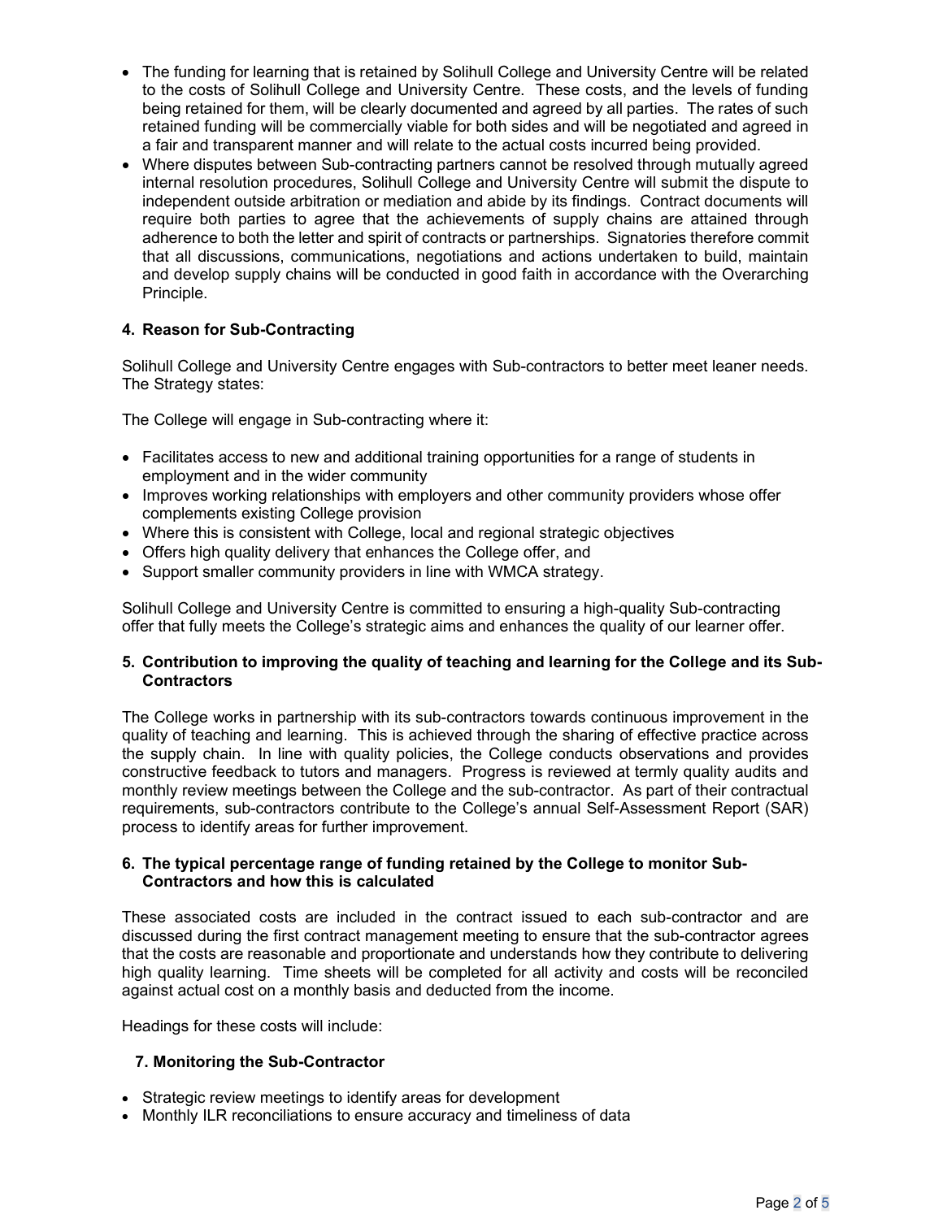- The funding for learning that is retained by Solihull College and University Centre will be related to the costs of Solihull College and University Centre. These costs, and the levels of funding being retained for them, will be clearly documented and agreed by all parties. The rates of such retained funding will be commercially viable for both sides and will be negotiated and agreed in a fair and transparent manner and will relate to the actual costs incurred being provided.
- Where disputes between Sub-contracting partners cannot be resolved through mutually agreed internal resolution procedures, Solihull College and University Centre will submit the dispute to independent outside arbitration or mediation and abide by its findings. Contract documents will require both parties to agree that the achievements of supply chains are attained through adherence to both the letter and spirit of contracts or partnerships. Signatories therefore commit that all discussions, communications, negotiations and actions undertaken to build, maintain and develop supply chains will be conducted in good faith in accordance with the Overarching Principle.

### 4. Reason for Sub-Contracting

Solihull College and University Centre engages with Sub-contractors to better meet leaner needs. The Strategy states:

The College will engage in Sub-contracting where it:

- Facilitates access to new and additional training opportunities for a range of students in employment and in the wider community
- Improves working relationships with employers and other community providers whose offer complements existing College provision
- Where this is consistent with College, local and regional strategic objectives
- Offers high quality delivery that enhances the College offer, and
- Support smaller community providers in line with WMCA strategy.

Solihull College and University Centre is committed to ensuring a high-quality Sub-contracting offer that fully meets the College's strategic aims and enhances the quality of our learner offer.

### 5. Contribution to improving the quality of teaching and learning for the College and its Sub-Contractors

The College works in partnership with its sub-contractors towards continuous improvement in the quality of teaching and learning. This is achieved through the sharing of effective practice across the supply chain. In line with quality policies, the College conducts observations and provides constructive feedback to tutors and managers. Progress is reviewed at termly quality audits and monthly review meetings between the College and the sub-contractor. As part of their contractual requirements, sub-contractors contribute to the College's annual Self-Assessment Report (SAR) process to identify areas for further improvement.

### 6. The typical percentage range of funding retained by the College to monitor Sub-Contractors and how this is calculated

These associated costs are included in the contract issued to each sub-contractor and are discussed during the first contract management meeting to ensure that the sub-contractor agrees that the costs are reasonable and proportionate and understands how they contribute to delivering high quality learning. Time sheets will be completed for all activity and costs will be reconciled against actual cost on a monthly basis and deducted from the income.

Headings for these costs will include:

### 7. Monitoring the Sub-Contractor

- Strategic review meetings to identify areas for development
- Monthly ILR reconciliations to ensure accuracy and timeliness of data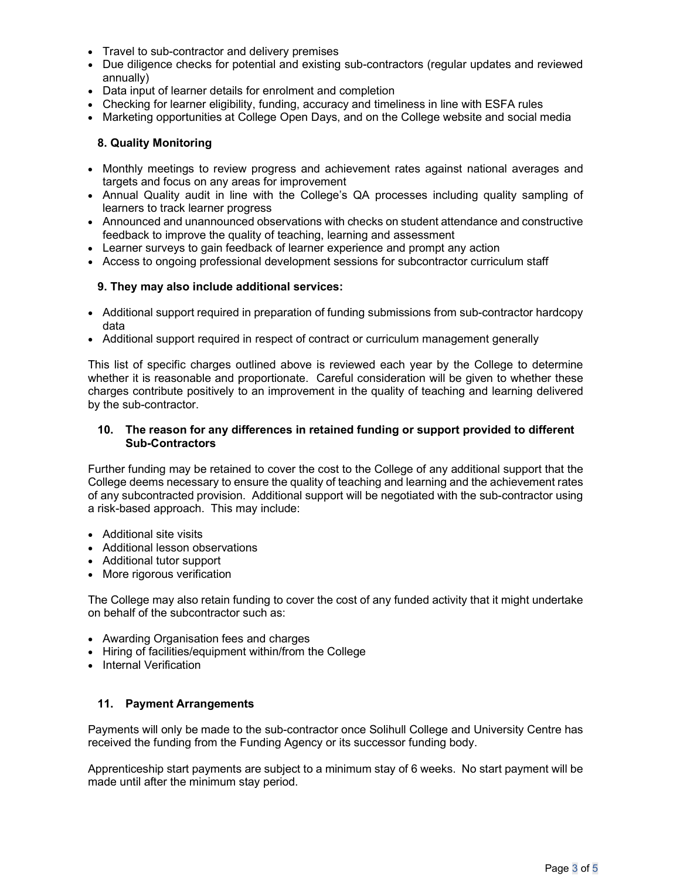- Travel to sub-contractor and delivery premises
- Due diligence checks for potential and existing sub-contractors (regular updates and reviewed annually)
- Data input of learner details for enrolment and completion
- Checking for learner eligibility, funding, accuracy and timeliness in line with ESFA rules
- Marketing opportunities at College Open Days, and on the College website and social media

### 8. Quality Monitoring

- Monthly meetings to review progress and achievement rates against national averages and targets and focus on any areas for improvement
- Annual Quality audit in line with the College's QA processes including quality sampling of learners to track learner progress
- Announced and unannounced observations with checks on student attendance and constructive feedback to improve the quality of teaching, learning and assessment
- Learner surveys to gain feedback of learner experience and prompt any action
- Access to ongoing professional development sessions for subcontractor curriculum staff

### 9. They may also include additional services:

- Additional support required in preparation of funding submissions from sub-contractor hardcopy data
- Additional support required in respect of contract or curriculum management generally

This list of specific charges outlined above is reviewed each year by the College to determine whether it is reasonable and proportionate. Careful consideration will be given to whether these charges contribute positively to an improvement in the quality of teaching and learning delivered by the sub-contractor.

### 10. The reason for any differences in retained funding or support provided to different Sub-Contractors

Further funding may be retained to cover the cost to the College of any additional support that the College deems necessary to ensure the quality of teaching and learning and the achievement rates of any subcontracted provision. Additional support will be negotiated with the sub-contractor using a risk-based approach. This may include:

- Additional site visits
- Additional lesson observations
- Additional tutor support
- More rigorous verification

The College may also retain funding to cover the cost of any funded activity that it might undertake on behalf of the subcontractor such as:

- Awarding Organisation fees and charges
- Hiring of facilities/equipment within/from the College
- Internal Verification

### 11. Payment Arrangements

Payments will only be made to the sub-contractor once Solihull College and University Centre has received the funding from the Funding Agency or its successor funding body.

Apprenticeship start payments are subject to a minimum stay of 6 weeks. No start payment will be made until after the minimum stay period.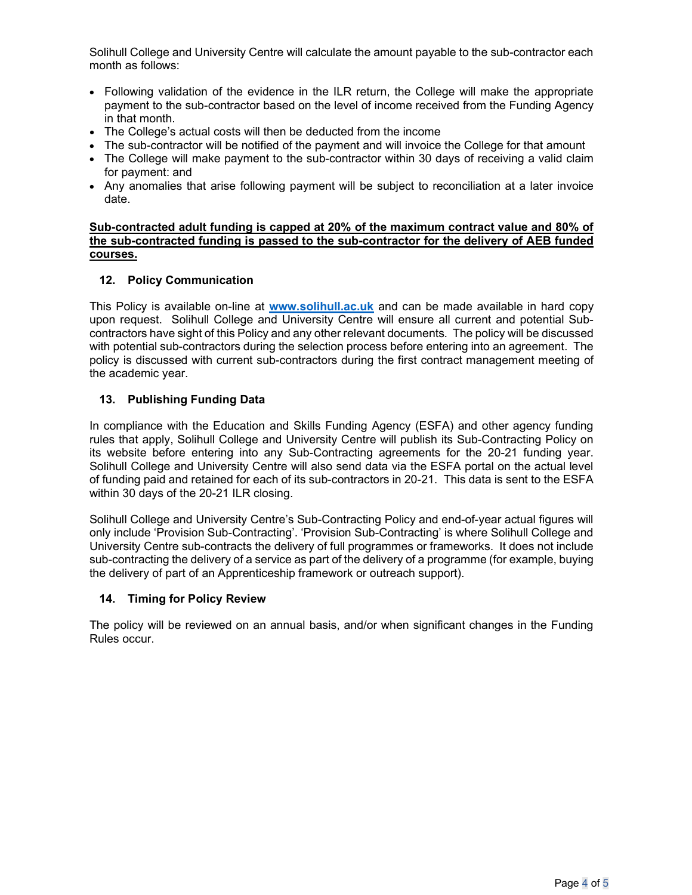Solihull College and University Centre will calculate the amount payable to the sub-contractor each month as follows:

- Following validation of the evidence in the ILR return, the College will make the appropriate payment to the sub-contractor based on the level of income received from the Funding Agency in that month.
- The College's actual costs will then be deducted from the income
- The sub-contractor will be notified of the payment and will invoice the College for that amount
- The College will make payment to the sub-contractor within 30 days of receiving a valid claim for payment: and
- Any anomalies that arise following payment will be subject to reconciliation at a later invoice date.

**<u>Sub-contracted adult funding is capped at 20% of the maximum contract value and 80% of the sub-contracted funding is passed to the sub-contractor for the delivery of AEB funded courses.</u>**

## 12. Policy Communication

This Policy is available on-line at **[www.solihull.ac.uk](http://www.solihull.ac.uk)** and can be made available in hard copy upon request. Solihull College and University Centre will ensure all current and potential Sub-contractors have sight of this Policy and any other relevant documents. The policy will be discussed with potential sub-contractors during the selection process before entering into an agreement. The policy is discussed with current sub-contractors during the first contract management meeting of the academic year.

## 13. Publishing Funding Data

In compliance with the Education and Skills Funding Agency (ESFA) and other agency funding rules that apply, Solihull College and University Centre will publish its Sub-Contracting Policy on its website before entering into any Sub-Contracting agreements for the 20-21 funding year. Solihull College and University Centre will also send data via the ESFA portal on the actual level of funding paid and retained for each of its sub-contractors in 20-21. This data is sent to the ESFA within 30 days of the 20-21 ILR closing.

Solihull College and University Centre's Sub-Contracting Policy and end-of-year actual figures will only include 'Provision Sub-Contracting'. 'Provision Sub-Contracting' is where Solihull College and University Centre sub-contracts the delivery of full programmes or frameworks. It does not include sub-contracting the delivery of a service as part of the delivery of a programme (for example, buying the delivery of part of an Apprenticeship framework or outreach support).

## 14. Timing for Policy Review

The policy will be reviewed on an annual basis, and/or when significant changes in the Funding Rules occur.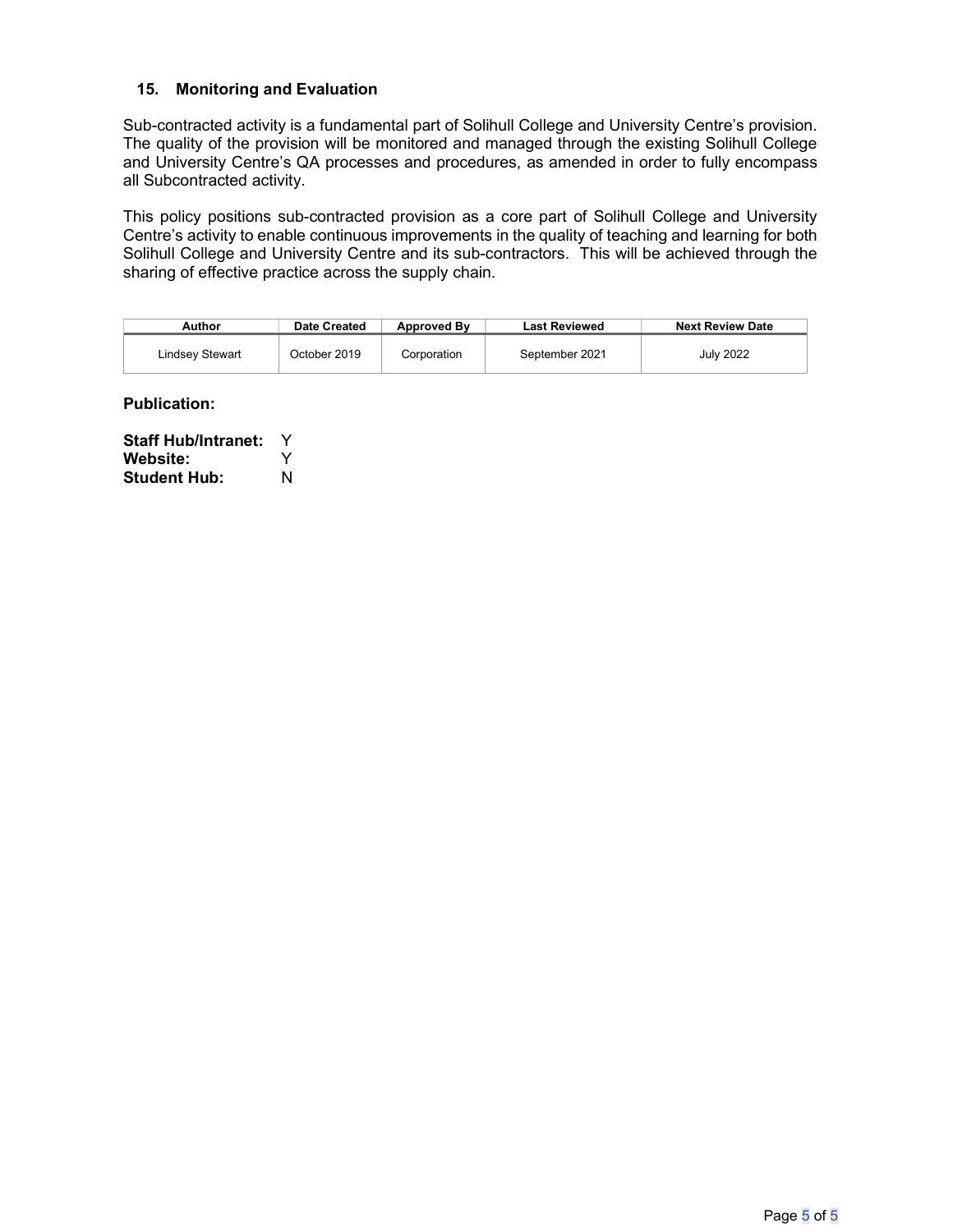## 15. Monitoring and Evaluation

Sub-contracted activity is a fundamental part of Solihull College and University Centre's provision. The quality of the provision will be monitored and managed through the existing Solihull College and University Centre's QA processes and procedures, as amended in order to fully encompass all Subcontracted activity.

This policy positions sub-contracted provision as a core part of Solihull College and University Centre's activity to enable continuous improvements in the quality of teaching and learning for both Solihull College and University Centre and its sub-contractors. This will be achieved through the sharing of effective practice across the supply chain.

| Author | Date Created | Approved By | Last Reviewed | Next Review Date |
|---|---|---|---|---|
| Lindsey Stewart | October 2019 | Corporation | September 2021 | July 2022 |

**Publication:**

**Staff Hub/Intranet:** Y
**Website:** Y
**Student Hub:** N